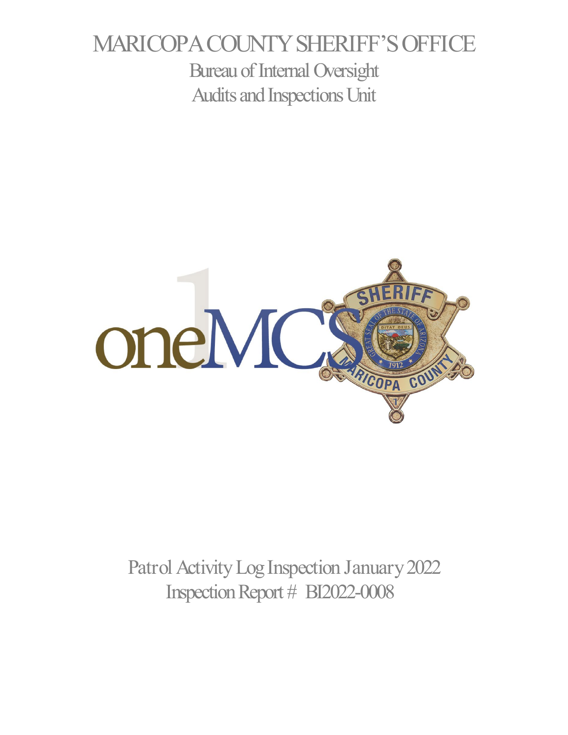# MARICOPA COUNTY SHERIFF'S OFFICE

## Bureau of Internal Oversight
## Audits and Inspections Unit

Patrol Activity Log Inspection January 2022

Inspection Report # BI2022-0008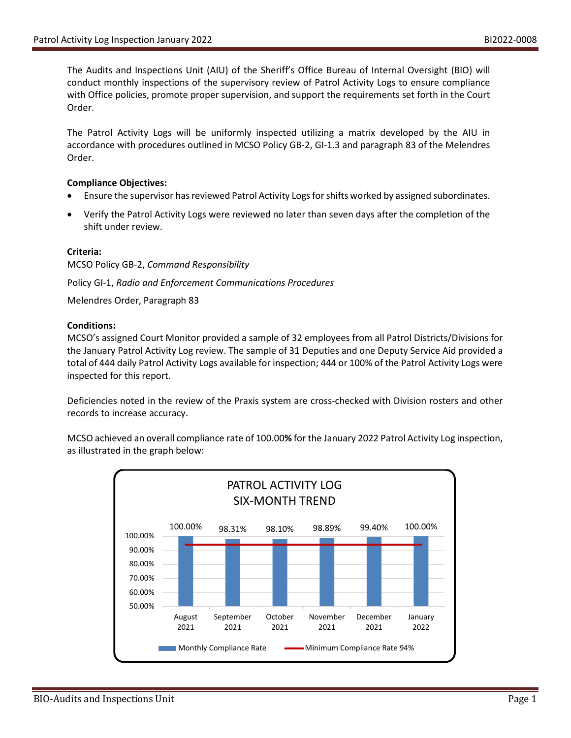The Audits and Inspections Unit (AIU) of the Sheriff's Office Bureau of Internal Oversight (BIO) will conduct monthly inspections of the supervisory review of Patrol Activity Logs to ensure compliance with Office policies, promote proper supervision, and support the requirements set forth in the Court Order.

The Patrol Activity Logs will be uniformly inspected utilizing a matrix developed by the AIU in accordance with procedures outlined in MCSO Policy GB-2, GI-1.3 and paragraph 83 of the Melendres Order.

**Compliance Objectives:**

- Ensure the supervisor has reviewed Patrol Activity Logs for shifts worked by assigned subordinates.
- Verify the Patrol Activity Logs were reviewed no later than seven days after the completion of the shift under review.

**Criteria:**

MCSO Policy GB-2, *Command Responsibility*

Policy GI-1, *Radio and Enforcement Communications Procedures*

Melendres Order, Paragraph 83

**Conditions:**

MCSO's assigned Court Monitor provided a sample of 32 employees from all Patrol Districts/Divisions for the January Patrol Activity Log review. The sample of 31 Deputies and one Deputy Service Aid provided a total of 444 daily Patrol Activity Logs available for inspection; 444 or 100% of the Patrol Activity Logs were inspected for this report.

Deficiencies noted in the review of the Praxis system are cross-checked with Division rosters and other records to increase accuracy.

MCSO achieved an overall compliance rate of 100.00**%** for the January 2022 Patrol Activity Log inspection, as illustrated in the graph below:

**PATROL ACTIVITY LOG SIX-MONTH TREND**

| Month | Monthly Compliance Rate | Minimum Compliance Rate |
|---|---|---|
| August 2021 | 100.00% | 94% |
| September 2021 | 98.31% | 94% |
| October 2021 | 98.10% | 94% |
| November 2021 | 98.89% | 94% |
| December 2021 | 99.40% | 94% |
| January 2022 | 100.00% | 94% |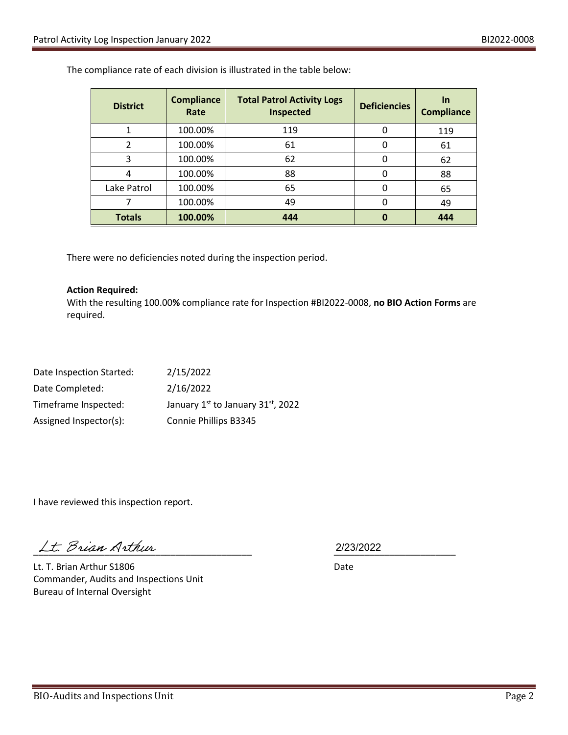The compliance rate of each division is illustrated in the table below:

| District | Compliance Rate | Total Patrol Activity Logs Inspected | Deficiencies | In Compliance |
|---|---|---|---|---|
| 1 | 100.00% | 119 | 0 | 119 |
| 2 | 100.00% | 61 | 0 | 61 |
| 3 | 100.00% | 62 | 0 | 62 |
| 4 | 100.00% | 88 | 0 | 88 |
| Lake Patrol | 100.00% | 65 | 0 | 65 |
| 7 | 100.00% | 49 | 0 | 49 |
| **Totals** | **100.00%** | **444** | **0** | **444** |

There were no deficiencies noted during the inspection period.

**Action Required:**
With the resulting 100.00**%** compliance rate for Inspection #BI2022-0008, **no BIO Action Forms** are required.

Date Inspection Started: 2/15/2022
Date Completed: 2/16/2022
Timeframe Inspected: January 1st to January 31st, 2022
Assigned Inspector(s): Connie Phillips B3345

I have reviewed this inspection report.

Lt. Brian Arthur                                        2/23/2022

Lt. T. Brian Arthur S1806                               Date
Commander, Audits and Inspections Unit
Bureau of Internal Oversight